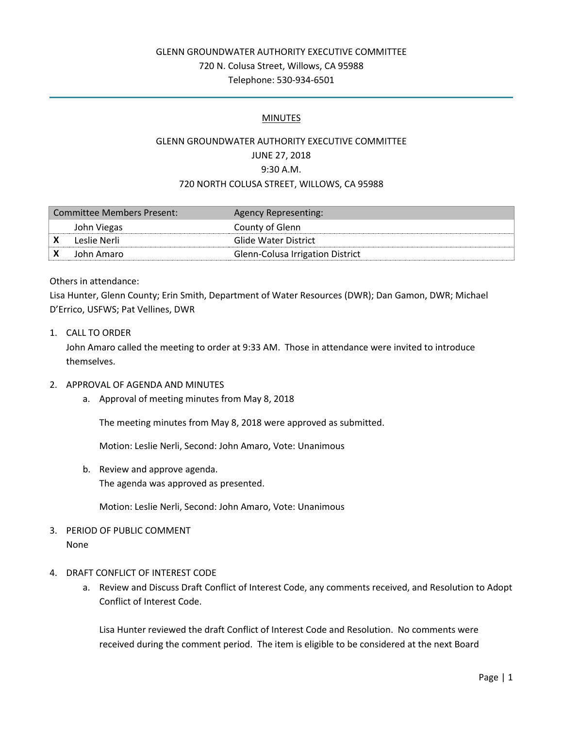GLENN GROUNDWATER AUTHORITY EXECUTIVE COMMITTEE
720 N. Colusa Street, Willows, CA 95988
Telephone: 530-934-6501

---

## MINUTES

GLENN GROUNDWATER AUTHORITY EXECUTIVE COMMITTEE
JUNE 27, 2018
9:30 A.M.
720 NORTH COLUSA STREET, WILLOWS, CA 95988

| Committee Members Present: | | Agency Representing: |
|---|---|---|
| | John Viegas | County of Glenn |
| X | Leslie Nerli | Glide Water District |
| X | John Amaro | Glenn-Colusa Irrigation District |

Others in attendance:
Lisa Hunter, Glenn County; Erin Smith, Department of Water Resources (DWR); Dan Gamon, DWR; Michael D'Errico, USFWS; Pat Vellines, DWR

1. CALL TO ORDER
   John Amaro called the meeting to order at 9:33 AM. Those in attendance were invited to introduce themselves.

2. APPROVAL OF AGENDA AND MINUTES
   a. Approval of meeting minutes from May 8, 2018

      The meeting minutes from May 8, 2018 were approved as submitted.

      Motion: Leslie Nerli, Second: John Amaro, Vote: Unanimous

   b. Review and approve agenda.
      The agenda was approved as presented.

      Motion: Leslie Nerli, Second: John Amaro, Vote: Unanimous

3. PERIOD OF PUBLIC COMMENT
   None

4. DRAFT CONFLICT OF INTEREST CODE
   a. Review and Discuss Draft Conflict of Interest Code, any comments received, and Resolution to Adopt Conflict of Interest Code.

      Lisa Hunter reviewed the draft Conflict of Interest Code and Resolution. No comments were received during the comment period. The item is eligible to be considered at the next Board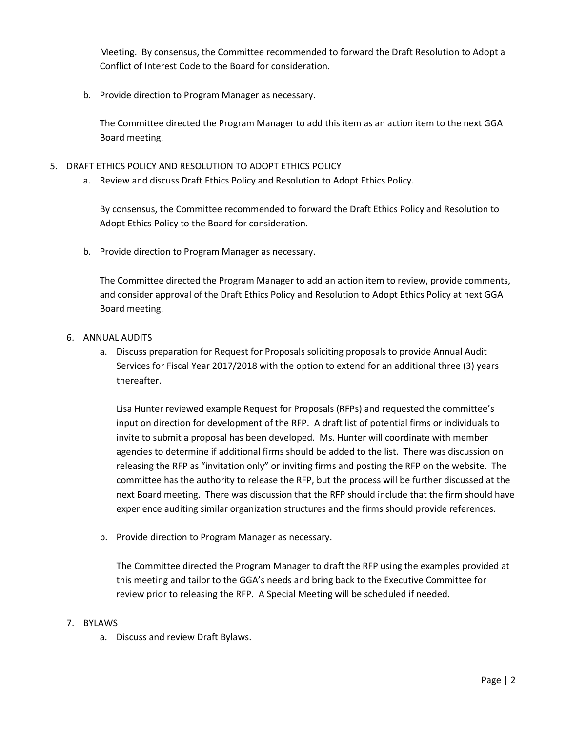Meeting. By consensus, the Committee recommended to forward the Draft Resolution to Adopt a Conflict of Interest Code to the Board for consideration.

b. Provide direction to Program Manager as necessary.

   The Committee directed the Program Manager to add this item as an action item to the next GGA Board meeting.

5. DRAFT ETHICS POLICY AND RESOLUTION TO ADOPT ETHICS POLICY

   a. Review and discuss Draft Ethics Policy and Resolution to Adopt Ethics Policy.

      By consensus, the Committee recommended to forward the Draft Ethics Policy and Resolution to Adopt Ethics Policy to the Board for consideration.

   b. Provide direction to Program Manager as necessary.

      The Committee directed the Program Manager to add an action item to review, provide comments, and consider approval of the Draft Ethics Policy and Resolution to Adopt Ethics Policy at next GGA Board meeting.

6. ANNUAL AUDITS

   a. Discuss preparation for Request for Proposals soliciting proposals to provide Annual Audit Services for Fiscal Year 2017/2018 with the option to extend for an additional three (3) years thereafter.

      Lisa Hunter reviewed example Request for Proposals (RFPs) and requested the committee's input on direction for development of the RFP. A draft list of potential firms or individuals to invite to submit a proposal has been developed. Ms. Hunter will coordinate with member agencies to determine if additional firms should be added to the list. There was discussion on releasing the RFP as "invitation only" or inviting firms and posting the RFP on the website. The committee has the authority to release the RFP, but the process will be further discussed at the next Board meeting. There was discussion that the RFP should include that the firm should have experience auditing similar organization structures and the firms should provide references.

   b. Provide direction to Program Manager as necessary.

      The Committee directed the Program Manager to draft the RFP using the examples provided at this meeting and tailor to the GGA's needs and bring back to the Executive Committee for review prior to releasing the RFP. A Special Meeting will be scheduled if needed.

7. BYLAWS

   a. Discuss and review Draft Bylaws.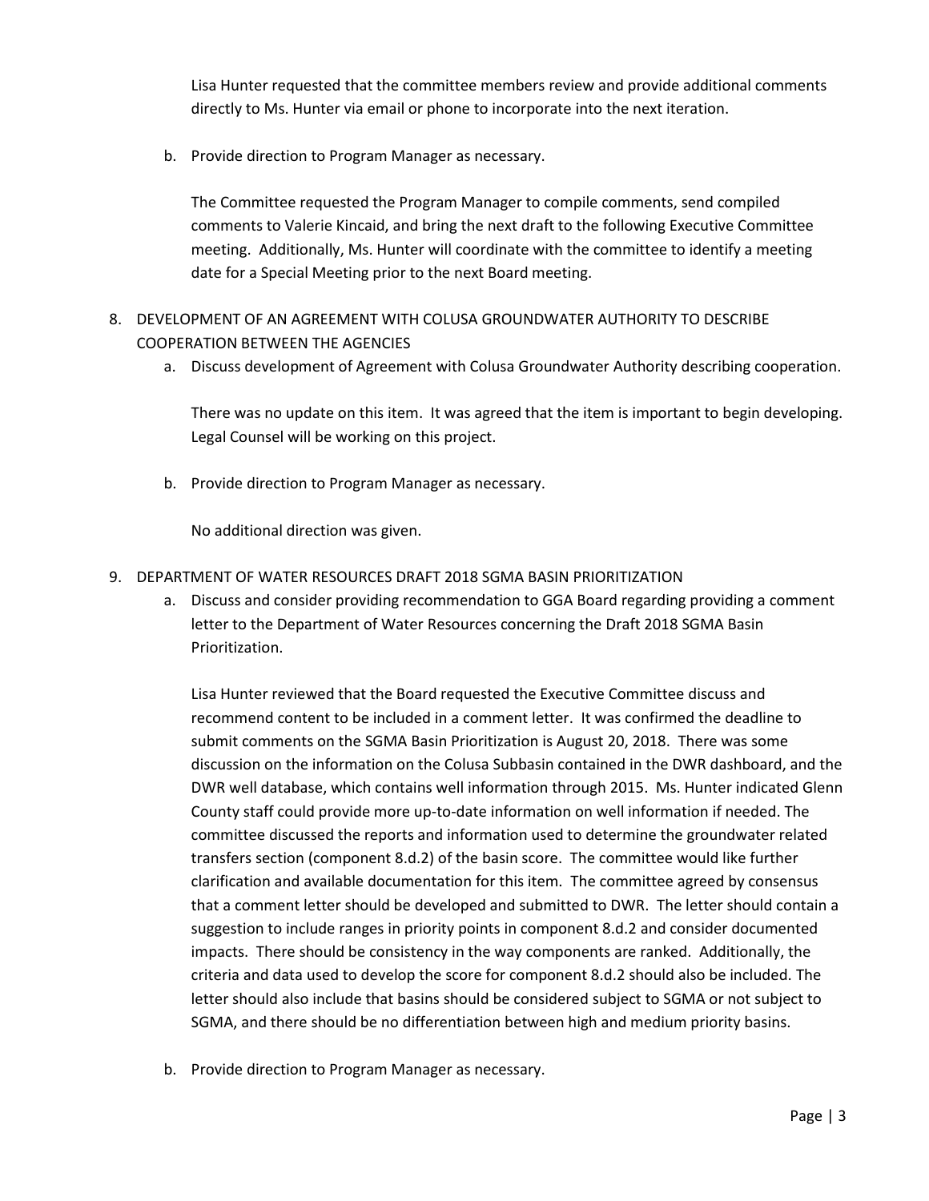Lisa Hunter requested that the committee members review and provide additional comments directly to Ms. Hunter via email or phone to incorporate into the next iteration.

b. Provide direction to Program Manager as necessary.

   The Committee requested the Program Manager to compile comments, send compiled comments to Valerie Kincaid, and bring the next draft to the following Executive Committee meeting. Additionally, Ms. Hunter will coordinate with the committee to identify a meeting date for a Special Meeting prior to the next Board meeting.

8. DEVELOPMENT OF AN AGREEMENT WITH COLUSA GROUNDWATER AUTHORITY TO DESCRIBE COOPERATION BETWEEN THE AGENCIES

   a. Discuss development of Agreement with Colusa Groundwater Authority describing cooperation.

      There was no update on this item. It was agreed that the item is important to begin developing. Legal Counsel will be working on this project.

   b. Provide direction to Program Manager as necessary.

      No additional direction was given.

9. DEPARTMENT OF WATER RESOURCES DRAFT 2018 SGMA BASIN PRIORITIZATION

   a. Discuss and consider providing recommendation to GGA Board regarding providing a comment letter to the Department of Water Resources concerning the Draft 2018 SGMA Basin Prioritization.

      Lisa Hunter reviewed that the Board requested the Executive Committee discuss and recommend content to be included in a comment letter. It was confirmed the deadline to submit comments on the SGMA Basin Prioritization is August 20, 2018. There was some discussion on the information on the Colusa Subbasin contained in the DWR dashboard, and the DWR well database, which contains well information through 2015. Ms. Hunter indicated Glenn County staff could provide more up-to-date information on well information if needed. The committee discussed the reports and information used to determine the groundwater related transfers section (component 8.d.2) of the basin score. The committee would like further clarification and available documentation for this item. The committee agreed by consensus that a comment letter should be developed and submitted to DWR. The letter should contain a suggestion to include ranges in priority points in component 8.d.2 and consider documented impacts. There should be consistency in the way components are ranked. Additionally, the criteria and data used to develop the score for component 8.d.2 should also be included. The letter should also include that basins should be considered subject to SGMA or not subject to SGMA, and there should be no differentiation between high and medium priority basins.

   b. Provide direction to Program Manager as necessary.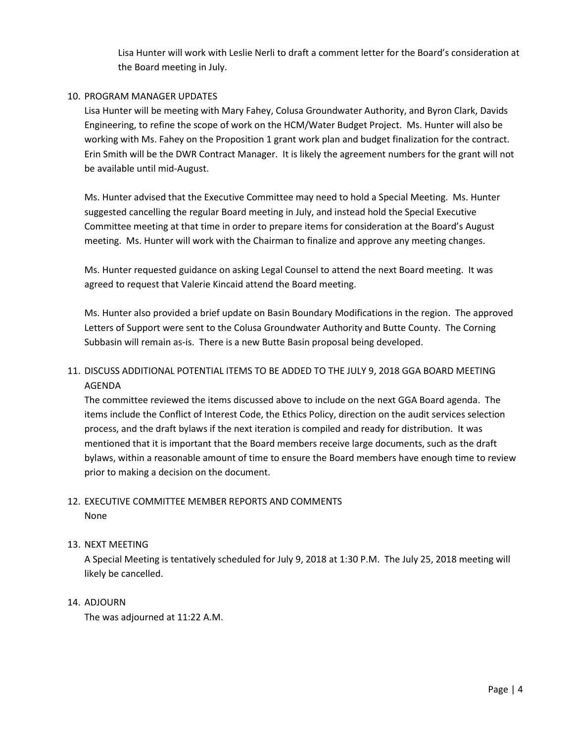Lisa Hunter will work with Leslie Nerli to draft a comment letter for the Board's consideration at the Board meeting in July.

10. PROGRAM MANAGER UPDATES

Lisa Hunter will be meeting with Mary Fahey, Colusa Groundwater Authority, and Byron Clark, Davids Engineering, to refine the scope of work on the HCM/Water Budget Project. Ms. Hunter will also be working with Ms. Fahey on the Proposition 1 grant work plan and budget finalization for the contract. Erin Smith will be the DWR Contract Manager. It is likely the agreement numbers for the grant will not be available until mid-August.

Ms. Hunter advised that the Executive Committee may need to hold a Special Meeting. Ms. Hunter suggested cancelling the regular Board meeting in July, and instead hold the Special Executive Committee meeting at that time in order to prepare items for consideration at the Board's August meeting. Ms. Hunter will work with the Chairman to finalize and approve any meeting changes.

Ms. Hunter requested guidance on asking Legal Counsel to attend the next Board meeting. It was agreed to request that Valerie Kincaid attend the Board meeting.

Ms. Hunter also provided a brief update on Basin Boundary Modifications in the region. The approved Letters of Support were sent to the Colusa Groundwater Authority and Butte County. The Corning Subbasin will remain as-is. There is a new Butte Basin proposal being developed.

11. DISCUSS ADDITIONAL POTENTIAL ITEMS TO BE ADDED TO THE JULY 9, 2018 GGA BOARD MEETING AGENDA

The committee reviewed the items discussed above to include on the next GGA Board agenda. The items include the Conflict of Interest Code, the Ethics Policy, direction on the audit services selection process, and the draft bylaws if the next iteration is compiled and ready for distribution. It was mentioned that it is important that the Board members receive large documents, such as the draft bylaws, within a reasonable amount of time to ensure the Board members have enough time to review prior to making a decision on the document.

12. EXECUTIVE COMMITTEE MEMBER REPORTS AND COMMENTS

None

13. NEXT MEETING

A Special Meeting is tentatively scheduled for July 9, 2018 at 1:30 P.M. The July 25, 2018 meeting will likely be cancelled.

14. ADJOURN

The was adjourned at 11:22 A.M.